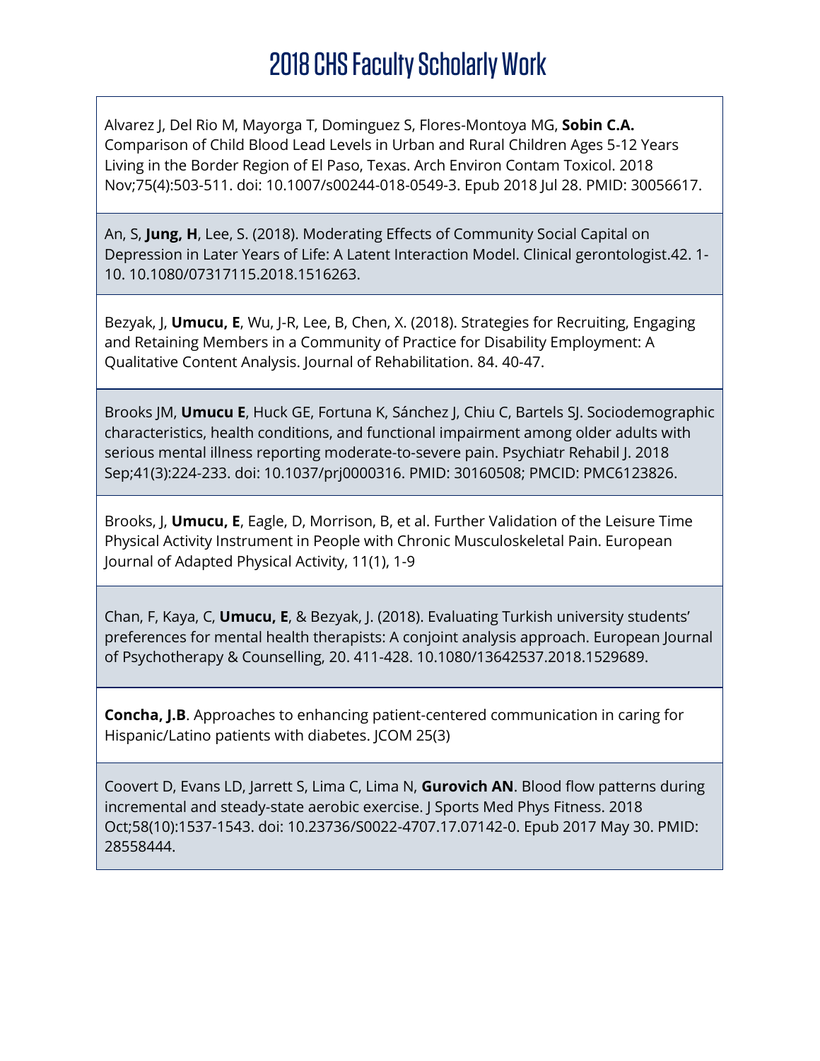# 2018 CHS Faculty Scholarly Work

Alvarez J, Del Rio M, Mayorga T, Dominguez S, Flores-Montoya MG, **Sobin C.A.** Comparison of Child Blood Lead Levels in Urban and Rural Children Ages 5-12 Years Living in the Border Region of El Paso, Texas. Arch Environ Contam Toxicol. 2018 Nov;75(4):503-511. doi: 10.1007/s00244-018-0549-3. Epub 2018 Jul 28. PMID: 30056617.

An, S, **Jung, H**, Lee, S. (2018). Moderating Effects of Community Social Capital on Depression in Later Years of Life: A Latent Interaction Model. Clinical gerontologist.42. 1-10. 10.1080/07317115.2018.1516263.

Bezyak, J, **Umucu, E**, Wu, J-R, Lee, B, Chen, X. (2018). Strategies for Recruiting, Engaging and Retaining Members in a Community of Practice for Disability Employment: A Qualitative Content Analysis. Journal of Rehabilitation. 84. 40-47.

Brooks JM, **Umucu E**, Huck GE, Fortuna K, Sánchez J, Chiu C, Bartels SJ. Sociodemographic characteristics, health conditions, and functional impairment among older adults with serious mental illness reporting moderate-to-severe pain. Psychiatr Rehabil J. 2018 Sep;41(3):224-233. doi: 10.1037/prj0000316. PMID: 30160508; PMCID: PMC6123826.

Brooks, J, **Umucu, E**, Eagle, D, Morrison, B, et al. Further Validation of the Leisure Time Physical Activity Instrument in People with Chronic Musculoskeletal Pain. European Journal of Adapted Physical Activity, 11(1), 1-9

Chan, F, Kaya, C, **Umucu, E**, & Bezyak, J. (2018). Evaluating Turkish university students' preferences for mental health therapists: A conjoint analysis approach. European Journal of Psychotherapy & Counselling, 20. 411-428. 10.1080/13642537.2018.1529689.

**Concha, J.B**. Approaches to enhancing patient-centered communication in caring for Hispanic/Latino patients with diabetes. JCOM 25(3)

Coovert D, Evans LD, Jarrett S, Lima C, Lima N, **Gurovich AN**. Blood flow patterns during incremental and steady-state aerobic exercise. J Sports Med Phys Fitness. 2018 Oct;58(10):1537-1543. doi: 10.23736/S0022-4707.17.07142-0. Epub 2017 May 30. PMID: 28558444.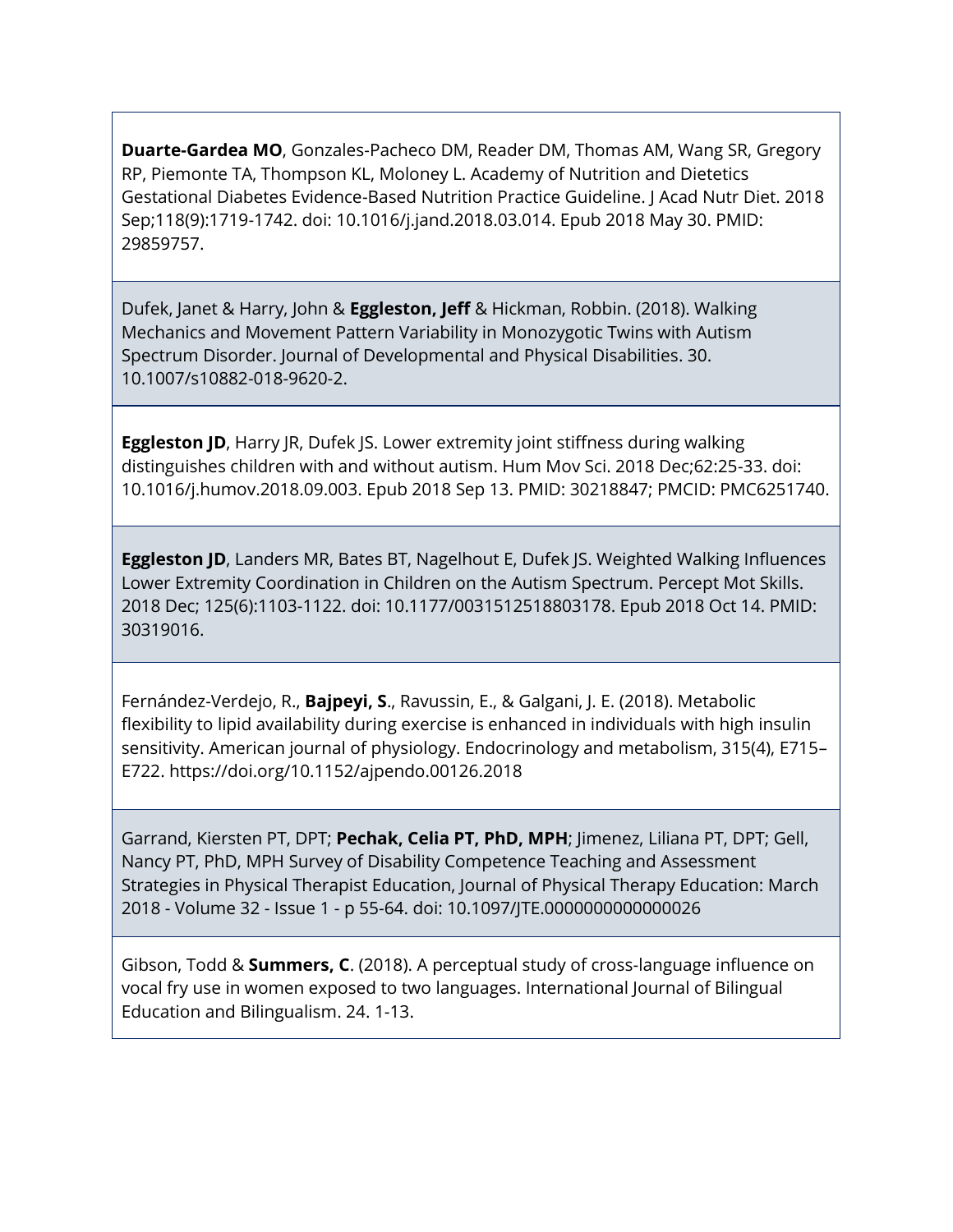**Duarte-Gardea MO**, Gonzales-Pacheco DM, Reader DM, Thomas AM, Wang SR, Gregory RP, Piemonte TA, Thompson KL, Moloney L. Academy of Nutrition and Dietetics Gestational Diabetes Evidence-Based Nutrition Practice Guideline. J Acad Nutr Diet. 2018 Sep;118(9):1719-1742. doi: 10.1016/j.jand.2018.03.014. Epub 2018 May 30. PMID: 29859757.

Dufek, Janet & Harry, John & **Eggleston, Jeff** & Hickman, Robbin. (2018). Walking Mechanics and Movement Pattern Variability in Monozygotic Twins with Autism Spectrum Disorder. Journal of Developmental and Physical Disabilities. 30. 10.1007/s10882-018-9620-2.

**Eggleston JD**, Harry JR, Dufek JS. Lower extremity joint stiffness during walking distinguishes children with and without autism. Hum Mov Sci. 2018 Dec;62:25-33. doi: 10.1016/j.humov.2018.09.003. Epub 2018 Sep 13. PMID: 30218847; PMCID: PMC6251740.

**Eggleston JD**, Landers MR, Bates BT, Nagelhout E, Dufek JS. Weighted Walking Influences Lower Extremity Coordination in Children on the Autism Spectrum. Percept Mot Skills. 2018 Dec; 125(6):1103-1122. doi: 10.1177/0031512518803178. Epub 2018 Oct 14. PMID: 30319016.

Fernández-Verdejo, R., **Bajpeyi, S**., Ravussin, E., & Galgani, J. E. (2018). Metabolic flexibility to lipid availability during exercise is enhanced in individuals with high insulin sensitivity. American journal of physiology. Endocrinology and metabolism, 315(4), E715–E722. https://doi.org/10.1152/ajpendo.00126.2018

Garrand, Kiersten PT, DPT; **Pechak, Celia PT, PhD, MPH**; Jimenez, Liliana PT, DPT; Gell, Nancy PT, PhD, MPH Survey of Disability Competence Teaching and Assessment Strategies in Physical Therapist Education, Journal of Physical Therapy Education: March 2018 - Volume 32 - Issue 1 - p 55-64. doi: 10.1097/JTE.0000000000000026

Gibson, Todd & **Summers, C**. (2018). A perceptual study of cross-language influence on vocal fry use in women exposed to two languages. International Journal of Bilingual Education and Bilingualism. 24. 1-13.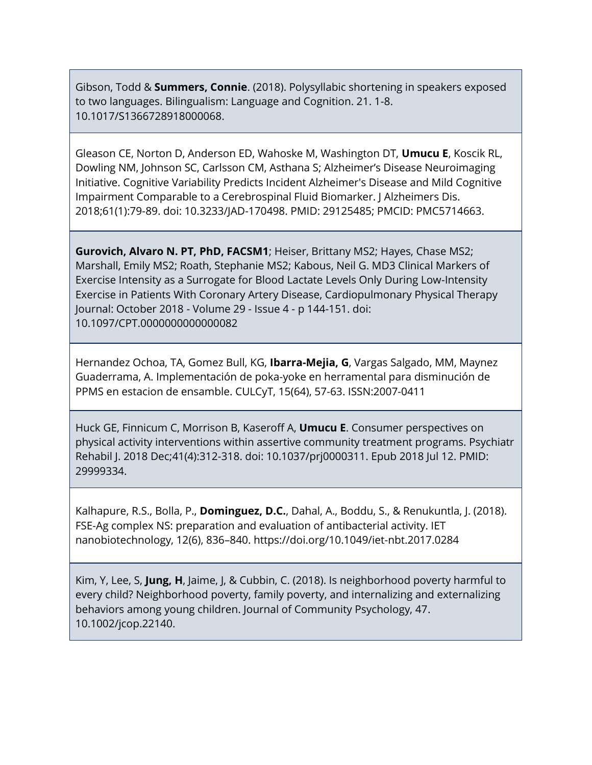Gibson, Todd & **Summers, Connie**. (2018). Polysyllabic shortening in speakers exposed to two languages. Bilingualism: Language and Cognition. 21. 1-8. 10.1017/S1366728918000068.

Gleason CE, Norton D, Anderson ED, Wahoske M, Washington DT, **Umucu E**, Koscik RL, Dowling NM, Johnson SC, Carlsson CM, Asthana S; Alzheimer's Disease Neuroimaging Initiative. Cognitive Variability Predicts Incident Alzheimer's Disease and Mild Cognitive Impairment Comparable to a Cerebrospinal Fluid Biomarker. J Alzheimers Dis. 2018;61(1):79-89. doi: 10.3233/JAD-170498. PMID: 29125485; PMCID: PMC5714663.

**Gurovich, Alvaro N. PT, PhD, FACSM1**; Heiser, Brittany MS2; Hayes, Chase MS2; Marshall, Emily MS2; Roath, Stephanie MS2; Kabous, Neil G. MD3 Clinical Markers of Exercise Intensity as a Surrogate for Blood Lactate Levels Only During Low-Intensity Exercise in Patients With Coronary Artery Disease, Cardiopulmonary Physical Therapy Journal: October 2018 - Volume 29 - Issue 4 - p 144-151. doi: 10.1097/CPT.0000000000000082

Hernandez Ochoa, TA, Gomez Bull, KG, **Ibarra-Mejia, G**, Vargas Salgado, MM, Maynez Guaderrama, A. Implementación de poka-yoke en herramental para disminución de PPMS en estacion de ensamble. CULCyT, 15(64), 57-63. ISSN:2007-0411

Huck GE, Finnicum C, Morrison B, Kaseroff A, **Umucu E**. Consumer perspectives on physical activity interventions within assertive community treatment programs. Psychiatr Rehabil J. 2018 Dec;41(4):312-318. doi: 10.1037/prj0000311. Epub 2018 Jul 12. PMID: 29999334.

Kalhapure, R.S., Bolla, P., **Dominguez, D.C.**, Dahal, A., Boddu, S., & Renukuntla, J. (2018). FSE-Ag complex NS: preparation and evaluation of antibacterial activity. IET nanobiotechnology, 12(6), 836–840. https://doi.org/10.1049/iet-nbt.2017.0284

Kim, Y, Lee, S, **Jung, H**, Jaime, J, & Cubbin, C. (2018). Is neighborhood poverty harmful to every child? Neighborhood poverty, family poverty, and internalizing and externalizing behaviors among young children. Journal of Community Psychology, 47. 10.1002/jcop.22140.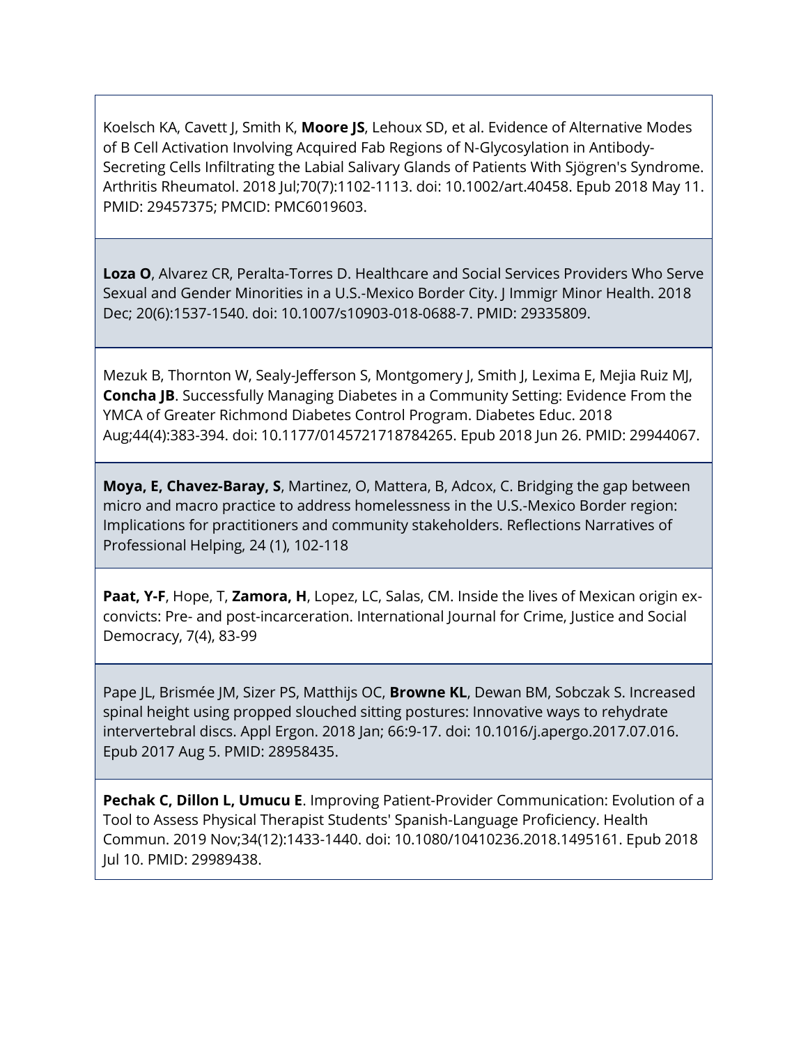Koelsch KA, Cavett J, Smith K, **Moore JS**, Lehoux SD, et al. Evidence of Alternative Modes of B Cell Activation Involving Acquired Fab Regions of N-Glycosylation in Antibody-Secreting Cells Infiltrating the Labial Salivary Glands of Patients With Sjögren's Syndrome. Arthritis Rheumatol. 2018 Jul;70(7):1102-1113. doi: 10.1002/art.40458. Epub 2018 May 11. PMID: 29457375; PMCID: PMC6019603.

**Loza O**, Alvarez CR, Peralta-Torres D. Healthcare and Social Services Providers Who Serve Sexual and Gender Minorities in a U.S.-Mexico Border City. J Immigr Minor Health. 2018 Dec; 20(6):1537-1540. doi: 10.1007/s10903-018-0688-7. PMID: 29335809.

Mezuk B, Thornton W, Sealy-Jefferson S, Montgomery J, Smith J, Lexima E, Mejia Ruiz MJ, **Concha JB**. Successfully Managing Diabetes in a Community Setting: Evidence From the YMCA of Greater Richmond Diabetes Control Program. Diabetes Educ. 2018 Aug;44(4):383-394. doi: 10.1177/0145721718784265. Epub 2018 Jun 26. PMID: 29944067.

**Moya, E, Chavez-Baray, S**, Martinez, O, Mattera, B, Adcox, C. Bridging the gap between micro and macro practice to address homelessness in the U.S.-Mexico Border region: Implications for practitioners and community stakeholders. Reflections Narratives of Professional Helping, 24 (1), 102-118

**Paat, Y-F**, Hope, T, **Zamora, H**, Lopez, LC, Salas, CM. Inside the lives of Mexican origin ex-convicts: Pre- and post-incarceration. International Journal for Crime, Justice and Social Democracy, 7(4), 83-99

Pape JL, Brismée JM, Sizer PS, Matthijs OC, **Browne KL**, Dewan BM, Sobczak S. Increased spinal height using propped slouched sitting postures: Innovative ways to rehydrate intervertebral discs. Appl Ergon. 2018 Jan; 66:9-17. doi: 10.1016/j.apergo.2017.07.016. Epub 2017 Aug 5. PMID: 28958435.

**Pechak C, Dillon L, Umucu E**. Improving Patient-Provider Communication: Evolution of a Tool to Assess Physical Therapist Students' Spanish-Language Proficiency. Health Commun. 2019 Nov;34(12):1433-1440. doi: 10.1080/10410236.2018.1495161. Epub 2018 Jul 10. PMID: 29989438.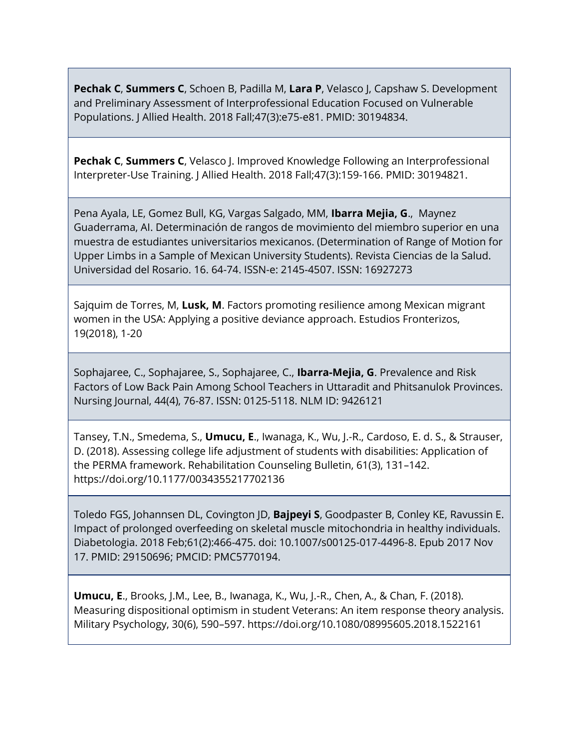**Pechak C**, **Summers C**, Schoen B, Padilla M, **Lara P**, Velasco J, Capshaw S. Development and Preliminary Assessment of Interprofessional Education Focused on Vulnerable Populations. J Allied Health. 2018 Fall;47(3):e75-e81. PMID: 30194834.

**Pechak C**, **Summers C**, Velasco J. Improved Knowledge Following an Interprofessional Interpreter-Use Training. J Allied Health. 2018 Fall;47(3):159-166. PMID: 30194821.

Pena Ayala, LE, Gomez Bull, KG, Vargas Salgado, MM, **Ibarra Mejia, G**., Maynez Guaderrama, AI. Determinación de rangos de movimiento del miembro superior en una muestra de estudiantes universitarios mexicanos. (Determination of Range of Motion for Upper Limbs in a Sample of Mexican University Students). Revista Ciencias de la Salud. Universidad del Rosario. 16. 64-74. ISSN-e: 2145-4507. ISSN: 16927273

Sajquim de Torres, M, **Lusk, M**. Factors promoting resilience among Mexican migrant women in the USA: Applying a positive deviance approach. Estudios Fronterizos, 19(2018), 1-20

Sophajaree, C., Sophajaree, S., Sophajaree, C., **Ibarra-Mejia, G**. Prevalence and Risk Factors of Low Back Pain Among School Teachers in Uttaradit and Phitsanulok Provinces. Nursing Journal, 44(4), 76-87. ISSN: 0125-5118. NLM ID: 9426121

Tansey, T.N., Smedema, S., **Umucu, E**., Iwanaga, K., Wu, J.-R., Cardoso, E. d. S., & Strauser, D. (2018). Assessing college life adjustment of students with disabilities: Application of the PERMA framework. Rehabilitation Counseling Bulletin, 61(3), 131–142. https://doi.org/10.1177/0034355217702136

Toledo FGS, Johannsen DL, Covington JD, **Bajpeyi S**, Goodpaster B, Conley KE, Ravussin E. Impact of prolonged overfeeding on skeletal muscle mitochondria in healthy individuals. Diabetologia. 2018 Feb;61(2):466-475. doi: 10.1007/s00125-017-4496-8. Epub 2017 Nov 17. PMID: 29150696; PMCID: PMC5770194.

**Umucu, E**., Brooks, J.M., Lee, B., Iwanaga, K., Wu, J.-R., Chen, A., & Chan, F. (2018). Measuring dispositional optimism in student Veterans: An item response theory analysis. Military Psychology, 30(6), 590–597. https://doi.org/10.1080/08995605.2018.1522161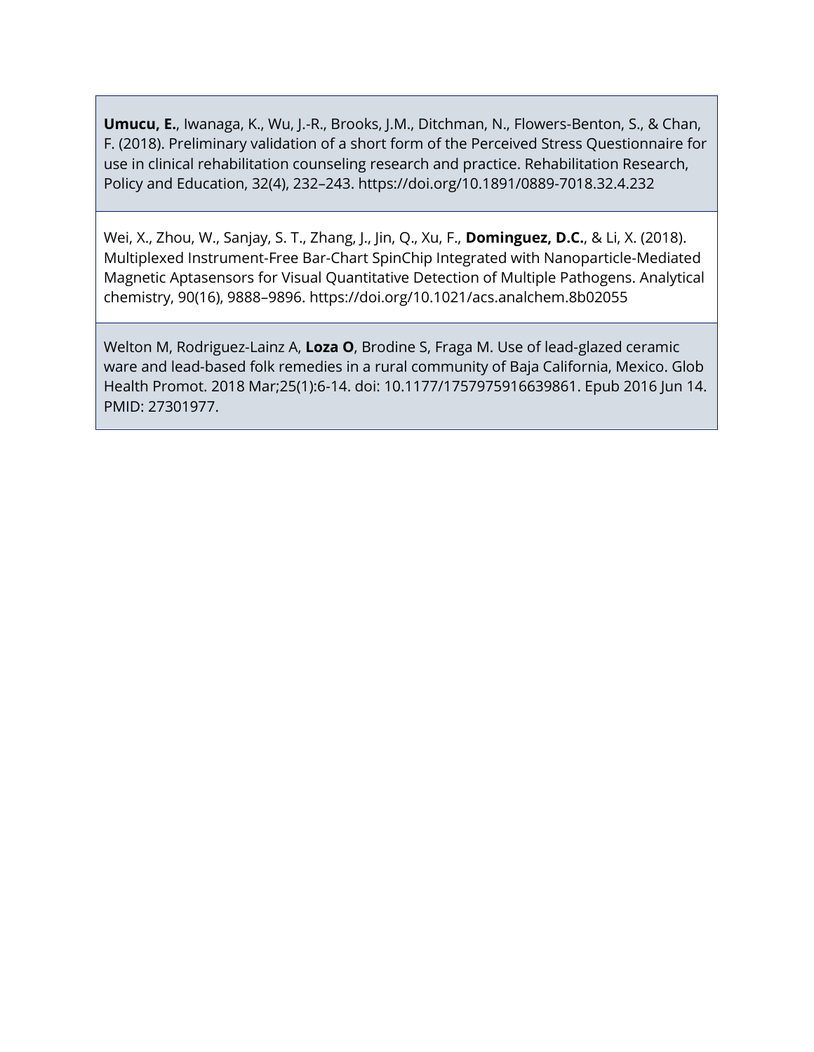**Umucu, E.**, Iwanaga, K., Wu, J.-R., Brooks, J.M., Ditchman, N., Flowers-Benton, S., & Chan, F. (2018). Preliminary validation of a short form of the Perceived Stress Questionnaire for use in clinical rehabilitation counseling research and practice. Rehabilitation Research, Policy and Education, 32(4), 232–243. https://doi.org/10.1891/0889-7018.32.4.232

Wei, X., Zhou, W., Sanjay, S. T., Zhang, J., Jin, Q., Xu, F., **Dominguez, D.C.**, & Li, X. (2018). Multiplexed Instrument-Free Bar-Chart SpinChip Integrated with Nanoparticle-Mediated Magnetic Aptasensors for Visual Quantitative Detection of Multiple Pathogens. Analytical chemistry, 90(16), 9888–9896. https://doi.org/10.1021/acs.analchem.8b02055

Welton M, Rodriguez-Lainz A, **Loza O**, Brodine S, Fraga M. Use of lead-glazed ceramic ware and lead-based folk remedies in a rural community of Baja California, Mexico. Glob Health Promot. 2018 Mar;25(1):6-14. doi: 10.1177/1757975916639861. Epub 2016 Jun 14. PMID: 27301977.